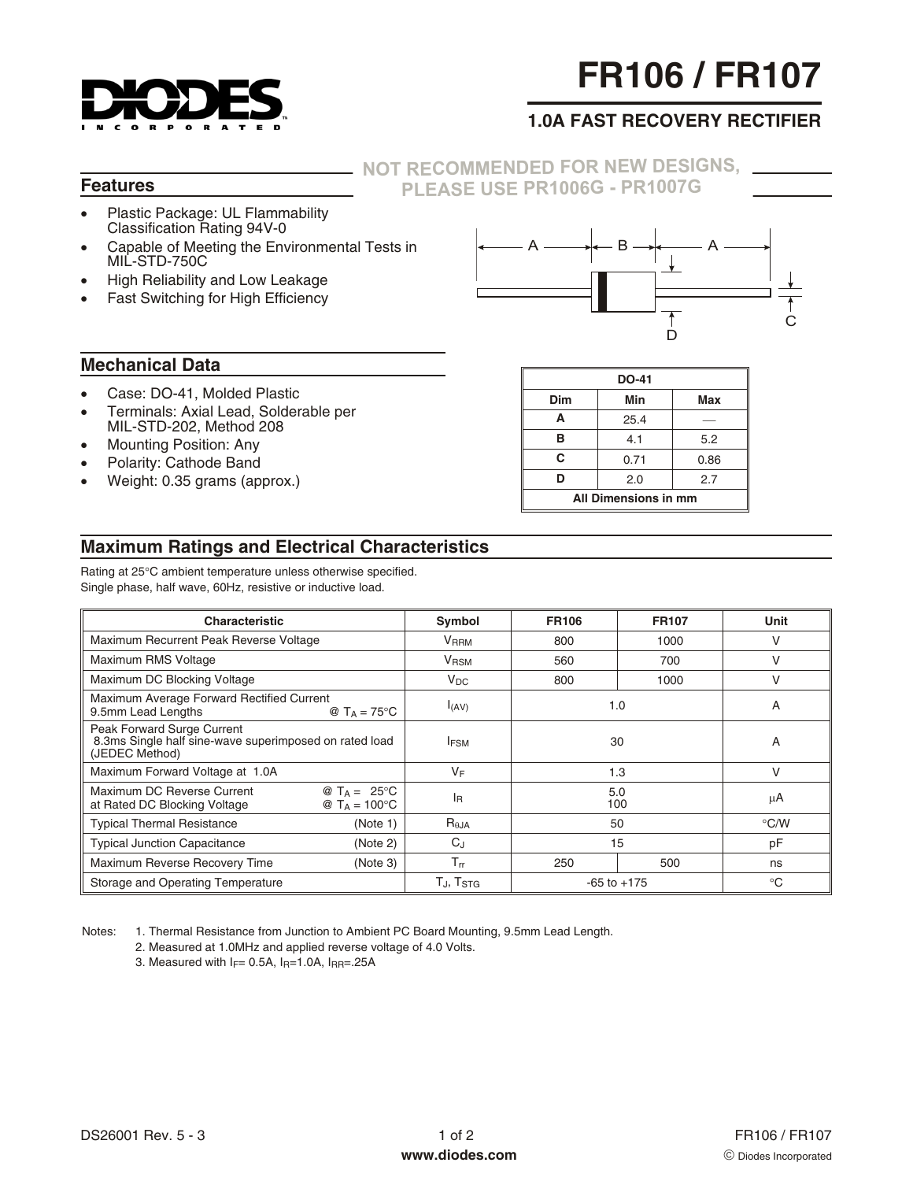# FR106 / FR107

## 1.0A FAST RECOVERY RECTIFIER

**NOT RECOMMENDED FOR NEW DESIGNS, PLEASE USE PR1006G - PR1007G**

## Features

- Plastic Package: UL Flammability Classification Rating 94V-0
- Capable of Meeting the Environmental Tests in MIL-STD-750C
- High Reliability and Low Leakage
- Fast Switching for High Efficiency

## Mechanical Data

- Case: DO-41, Molded Plastic
- Terminals: Axial Lead, Solderable per MIL-STD-202, Method 208
- Mounting Position: Any
- Polarity: Cathode Band
- Weight: 0.35 grams (approx.)

| DO-41 | | |
|---|---|---|
| **Dim** | **Min** | **Max** |
| **A** | 25.4 | — |
| **B** | 4.1 | 5.2 |
| **C** | 0.71 | 0.86 |
| **D** | 2.0 | 2.7 |
| All Dimensions in mm | | |

## Maximum Ratings and Electrical Characteristics

Rating at 25°C ambient temperature unless otherwise specified.
Single phase, half wave, 60Hz, resistive or inductive load.

| Characteristic | Symbol | FR106 | FR107 | Unit |
|---|---|---|---|---|
| Maximum Recurrent Peak Reverse Voltage | $V_{RRM}$ | 800 | 1000 | V |
| Maximum RMS Voltage | $V_{RSM}$ | 560 | 700 | V |
| Maximum DC Blocking Voltage | $V_{DC}$ | 800 | 1000 | V |
| Maximum Average Forward Rectified Current 9.5mm Lead Lengths @ $T_A$ = 75°C | $I_{(AV)}$ | 1.0 | | A |
| Peak Forward Surge Current 8.3ms Single half sine-wave superimposed on rated load (JEDEC Method) | $I_{FSM}$ | 30 | | A |
| Maximum Forward Voltage at 1.0A | $V_F$ | 1.3 | | V |
| Maximum DC Reverse Current at Rated DC Blocking Voltage @ $T_A$ = 25°C / @ $T_A$ = 100°C | $I_R$ | 5.0 / 100 | | µA |
| Typical Thermal Resistance (Note 1) | $R_{\theta JA}$ | 50 | | °C/W |
| Typical Junction Capacitance (Note 2) | $C_J$ | 15 | | pF |
| Maximum Reverse Recovery Time (Note 3) | $T_{rr}$ | 250 | 500 | ns |
| Storage and Operating Temperature | $T_J$, $T_{STG}$ | -65 to +175 | | °C |

Notes:
1. Thermal Resistance from Junction to Ambient PC Board Mounting, 9.5mm Lead Length.
2. Measured at 1.0MHz and applied reverse voltage of 4.0 Volts.
3. Measured with $I_F$= 0.5A, $I_R$=1.0A, $I_{RR}$=.25A

DS26001 Rev. 5 - 3

www.diodes.com

© Diodes Incorporated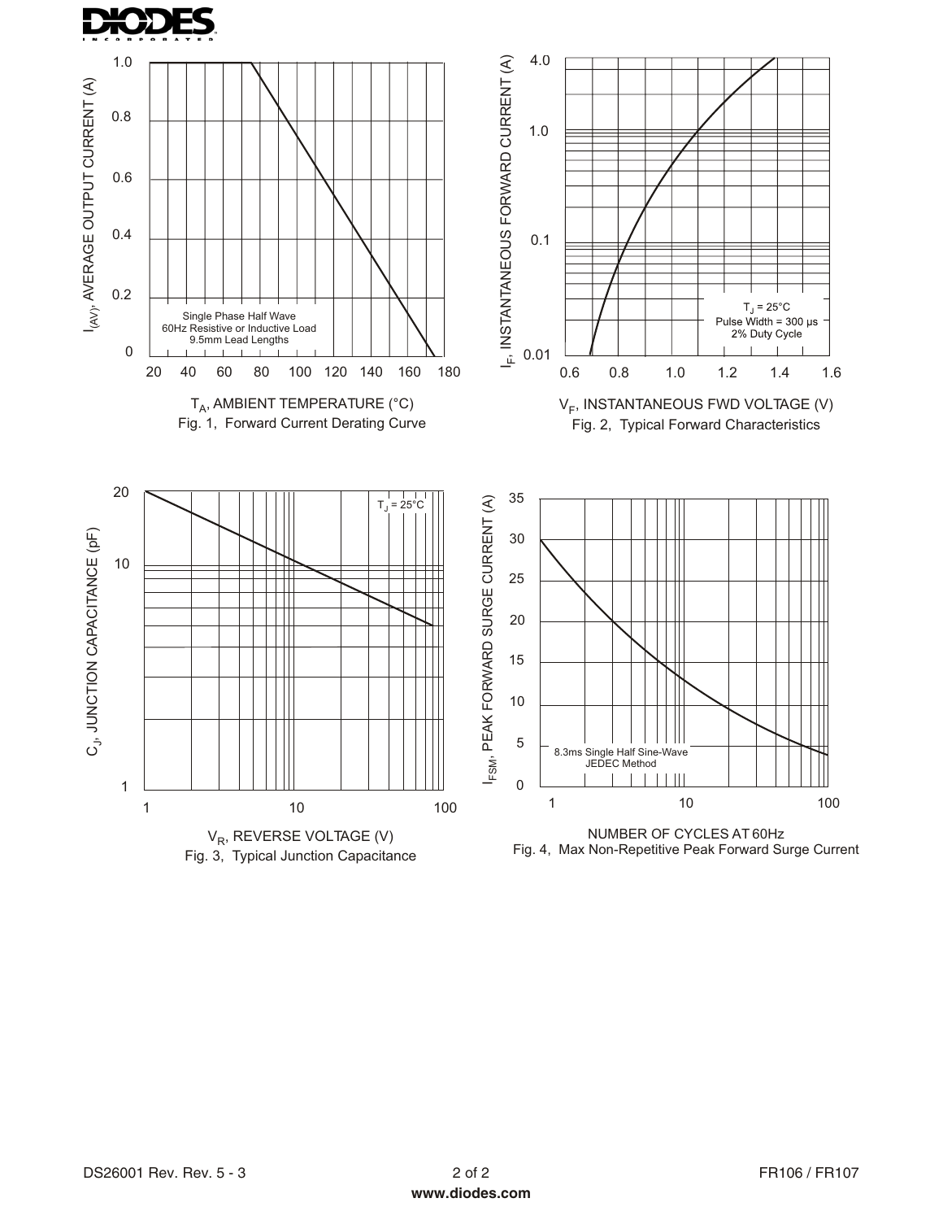$I_{(AV)}$, AVERAGE OUTPUT CURRENT (A)

1.0
0.8
0.6
0.4
0.2
0

Single Phase Half Wave
60Hz Resistive or Inductive Load
9.5mm Lead Lengths

20 40 60 80 100 120 140 160 180

$T_A$, AMBIENT TEMPERATURE (°C)

Fig. 1, Forward Current Derating Curve

$I_F$, INSTANTANEOUS FORWARD CURRENT (A)

4.0
1.0
0.1
0.01

$T_J$ = 25°C
Pulse Width = 300 µs
2% Duty Cycle

0.6 0.8 1.0 1.2 1.4 1.6

$V_F$, INSTANTANEOUS FWD VOLTAGE (V)

Fig. 2, Typical Forward Characteristics

$C_J$, JUNCTION CAPACITANCE (pF)

20
10
1

$T_J$ = 25°C

1 10 100

$V_R$, REVERSE VOLTAGE (V)

Fig. 3, Typical Junction Capacitance

$I_{FSM}$, PEAK FORWARD SURGE CURRENT (A)

35
30
25
20
15
10
5
0

8.3ms Single Half Sine-Wave
JEDEC Method

1 10 100

NUMBER OF CYCLES AT 60Hz

Fig. 4, Max Non-Repetitive Peak Forward Surge Current